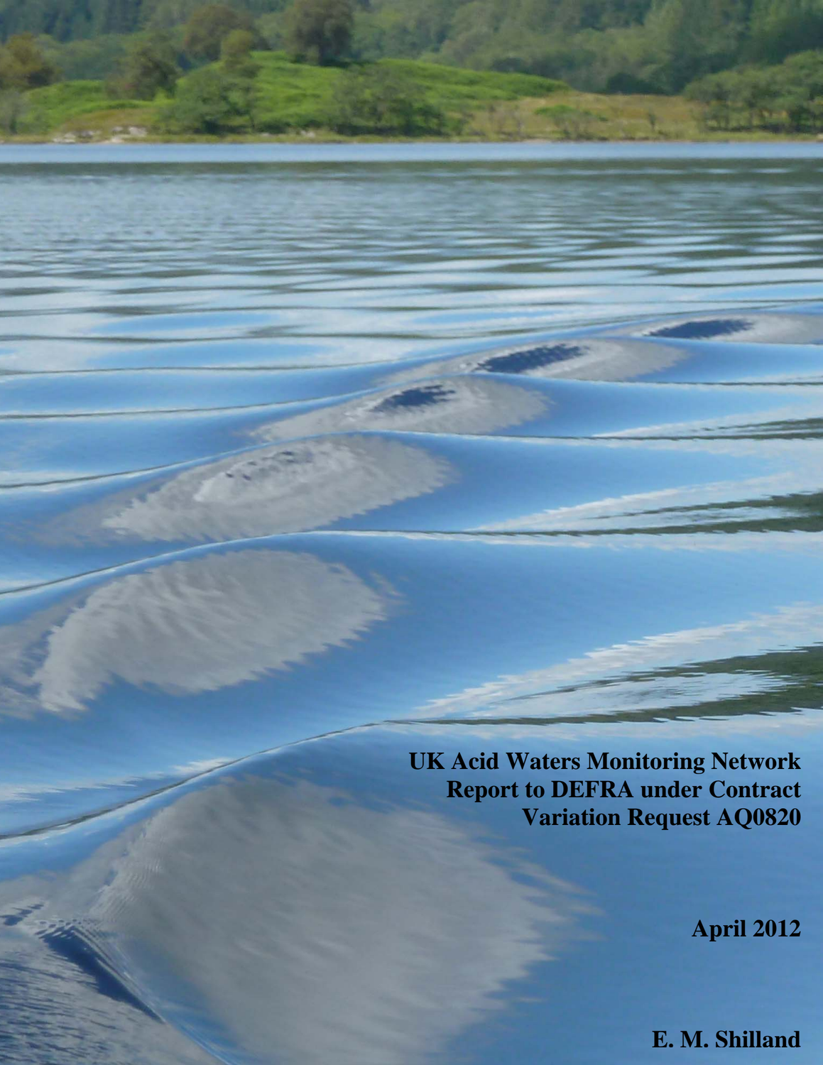# UK Acid Waters Monitoring Network Report to DEFRA under Contract Variation Request AQ0820

**April 2012**

**E. M. Shilland**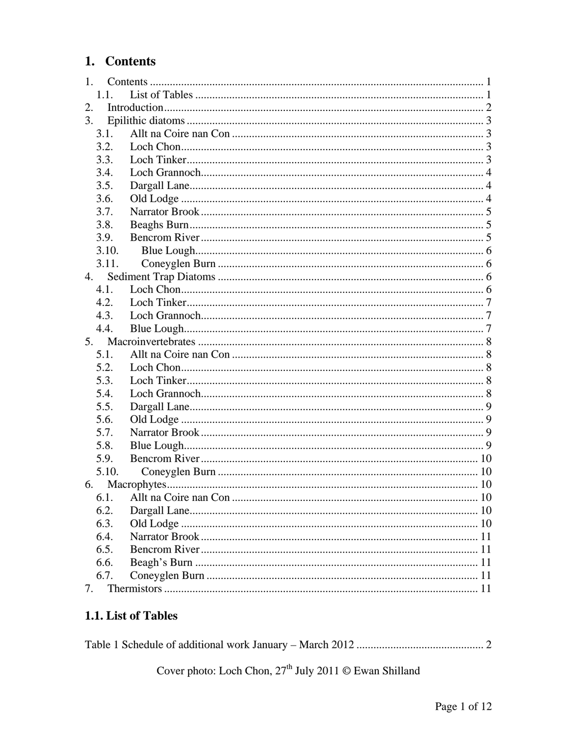# 1. Contents

1. Contents ........................................................ 1
   - 1.1. List of Tables ........................................................ 1
2. Introduction ........................................................ 2
3. Epilithic diatoms ........................................................ 3
   - 3.1. Allt na Coire nan Con ........................................................ 3
   - 3.2. Loch Chon ........................................................ 3
   - 3.3. Loch Tinker ........................................................ 3
   - 3.4. Loch Grannoch ........................................................ 4
   - 3.5. Dargall Lane ........................................................ 4
   - 3.6. Old Lodge ........................................................ 4
   - 3.7. Narrator Brook ........................................................ 5
   - 3.8. Beaghs Burn ........................................................ 5
   - 3.9. Bencrom River ........................................................ 5
   - 3.10. Blue Lough ........................................................ 6
   - 3.11. Coneyglen Burn ........................................................ 6
4. Sediment Trap Diatoms ........................................................ 6
   - 4.1. Loch Chon ........................................................ 6
   - 4.2. Loch Tinker ........................................................ 7
   - 4.3. Loch Grannoch ........................................................ 7
   - 4.4. Blue Lough ........................................................ 7
5. Macroinvertebrates ........................................................ 8
   - 5.1. Allt na Coire nan Con ........................................................ 8
   - 5.2. Loch Chon ........................................................ 8
   - 5.3. Loch Tinker ........................................................ 8
   - 5.4. Loch Grannoch ........................................................ 8
   - 5.5. Dargall Lane ........................................................ 9
   - 5.6. Old Lodge ........................................................ 9
   - 5.7. Narrator Brook ........................................................ 9
   - 5.8. Blue Lough ........................................................ 9
   - 5.9. Bencrom River ........................................................ 10
   - 5.10. Coneyglen Burn ........................................................ 10
6. Macrophytes ........................................................ 10
   - 6.1. Allt na Coire nan Con ........................................................ 10
   - 6.2. Dargall Lane ........................................................ 10
   - 6.3. Old Lodge ........................................................ 10
   - 6.4. Narrator Brook ........................................................ 11
   - 6.5. Bencrom River ........................................................ 11
   - 6.6. Beagh's Burn ........................................................ 11
   - 6.7. Coneyglen Burn ........................................................ 11
7. Thermistors ........................................................ 11

## 1.1. List of Tables

Table 1 Schedule of additional work January – March 2012 ........................................................ 2

Cover photo: Loch Chon, 27th July 2011 © Ewan Shilland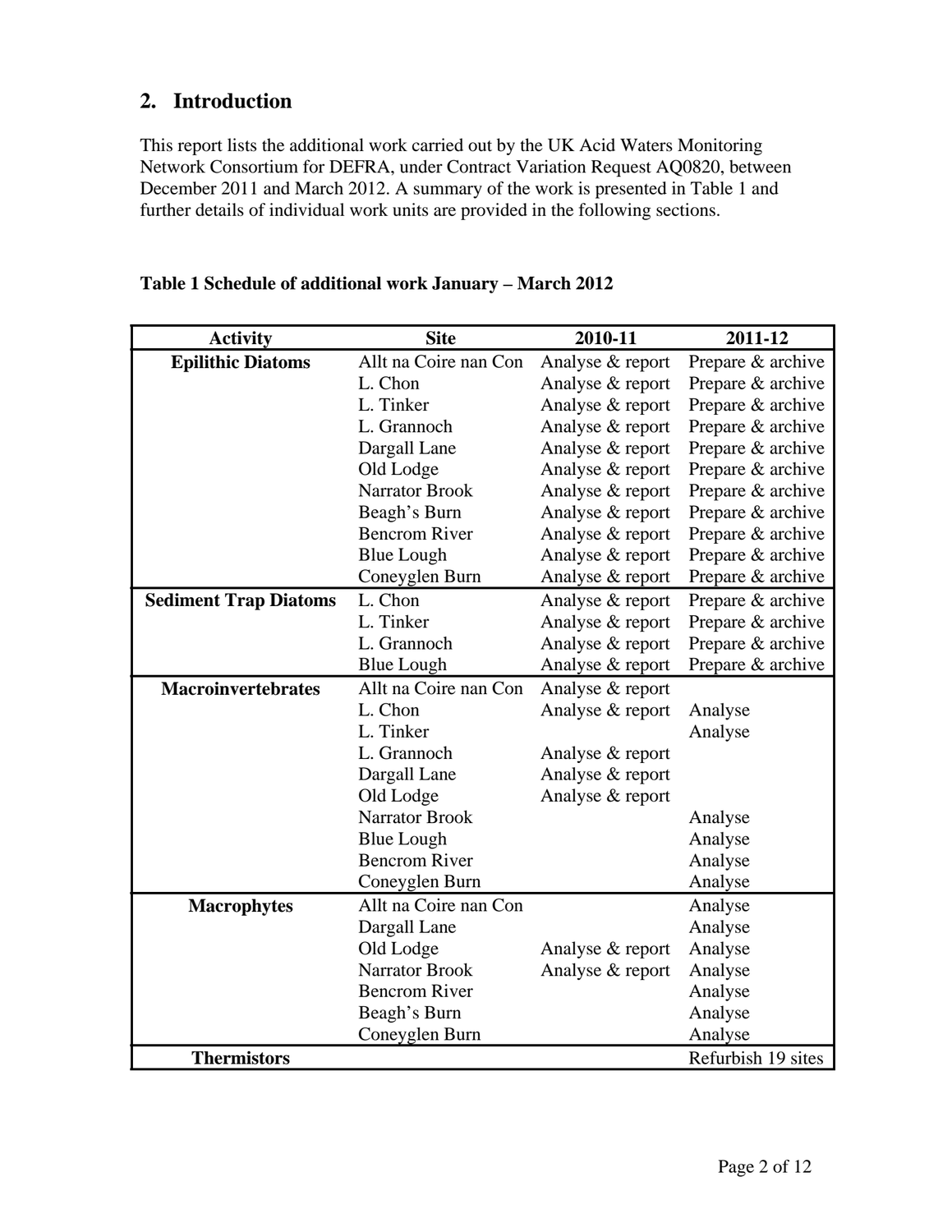## 2. Introduction

This report lists the additional work carried out by the UK Acid Waters Monitoring Network Consortium for DEFRA, under Contract Variation Request AQ0820, between December 2011 and March 2012. A summary of the work is presented in Table 1 and further details of individual work units are provided in the following sections.

**Table 1 Schedule of additional work January – March 2012**

| Activity | Site | 2010-11 | 2011-12 |
|---|---|---|---|
| **Epilithic Diatoms** | Allt na Coire nan Con | Analyse & report | Prepare & archive |
| | L. Chon | Analyse & report | Prepare & archive |
| | L. Tinker | Analyse & report | Prepare & archive |
| | L. Grannoch | Analyse & report | Prepare & archive |
| | Dargall Lane | Analyse & report | Prepare & archive |
| | Old Lodge | Analyse & report | Prepare & archive |
| | Narrator Brook | Analyse & report | Prepare & archive |
| | Beagh's Burn | Analyse & report | Prepare & archive |
| | Bencrom River | Analyse & report | Prepare & archive |
| | Blue Lough | Analyse & report | Prepare & archive |
| | Coneyglen Burn | Analyse & report | Prepare & archive |
| **Sediment Trap Diatoms** | L. Chon | Analyse & report | Prepare & archive |
| | L. Tinker | Analyse & report | Prepare & archive |
| | L. Grannoch | Analyse & report | Prepare & archive |
| | Blue Lough | Analyse & report | Prepare & archive |
| **Macroinvertebrates** | Allt na Coire nan Con | Analyse & report | |
| | L. Chon | Analyse & report | Analyse |
| | L. Tinker | | Analyse |
| | L. Grannoch | Analyse & report | |
| | Dargall Lane | Analyse & report | |
| | Old Lodge | Analyse & report | |
| | Narrator Brook | | Analyse |
| | Blue Lough | | Analyse |
| | Bencrom River | | Analyse |
| | Coneyglen Burn | | Analyse |
| **Macrophytes** | Allt na Coire nan Con | | Analyse |
| | Dargall Lane | | Analyse |
| | Old Lodge | Analyse & report | Analyse |
| | Narrator Brook | Analyse & report | Analyse |
| | Bencrom River | | Analyse |
| | Beagh's Burn | | Analyse |
| | Coneyglen Burn | | Analyse |
| **Thermistors** | | | Refurbish 19 sites |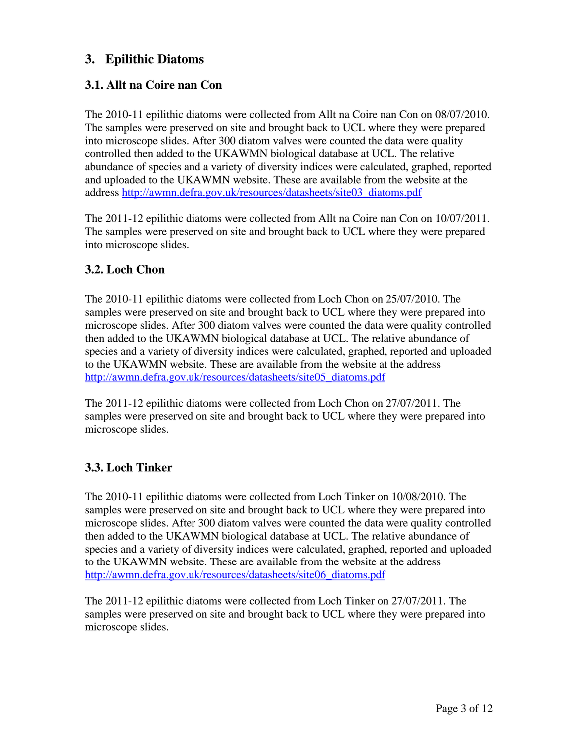# 3. Epilithic Diatoms

## 3.1. Allt na Coire nan Con

The 2010-11 epilithic diatoms were collected from Allt na Coire nan Con on 08/07/2010. The samples were preserved on site and brought back to UCL where they were prepared into microscope slides. After 300 diatom valves were counted the data were quality controlled then added to the UKAWMN biological database at UCL. The relative abundance of species and a variety of diversity indices were calculated, graphed, reported and uploaded to the UKAWMN website. These are available from the website at the address http://awmn.defra.gov.uk/resources/datasheets/site03_diatoms.pdf

The 2011-12 epilithic diatoms were collected from Allt na Coire nan Con on 10/07/2011. The samples were preserved on site and brought back to UCL where they were prepared into microscope slides.

## 3.2. Loch Chon

The 2010-11 epilithic diatoms were collected from Loch Chon on 25/07/2010. The samples were preserved on site and brought back to UCL where they were prepared into microscope slides. After 300 diatom valves were counted the data were quality controlled then added to the UKAWMN biological database at UCL. The relative abundance of species and a variety of diversity indices were calculated, graphed, reported and uploaded to the UKAWMN website. These are available from the website at the address http://awmn.defra.gov.uk/resources/datasheets/site05_diatoms.pdf

The 2011-12 epilithic diatoms were collected from Loch Chon on 27/07/2011. The samples were preserved on site and brought back to UCL where they were prepared into microscope slides.

## 3.3. Loch Tinker

The 2010-11 epilithic diatoms were collected from Loch Tinker on 10/08/2010. The samples were preserved on site and brought back to UCL where they were prepared into microscope slides. After 300 diatom valves were counted the data were quality controlled then added to the UKAWMN biological database at UCL. The relative abundance of species and a variety of diversity indices were calculated, graphed, reported and uploaded to the UKAWMN website. These are available from the website at the address http://awmn.defra.gov.uk/resources/datasheets/site06_diatoms.pdf

The 2011-12 epilithic diatoms were collected from Loch Tinker on 27/07/2011. The samples were preserved on site and brought back to UCL where they were prepared into microscope slides.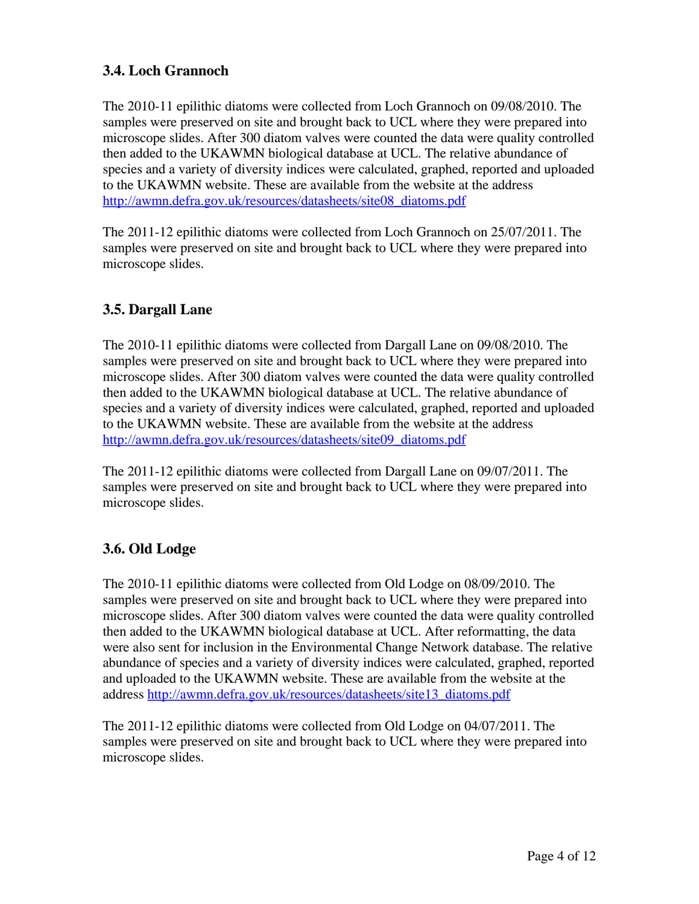### 3.4. Loch Grannoch

The 2010-11 epilithic diatoms were collected from Loch Grannoch on 09/08/2010. The samples were preserved on site and brought back to UCL where they were prepared into microscope slides. After 300 diatom valves were counted the data were quality controlled then added to the UKAWMN biological database at UCL. The relative abundance of species and a variety of diversity indices were calculated, graphed, reported and uploaded to the UKAWMN website. These are available from the website at the address http://awmn.defra.gov.uk/resources/datasheets/site08_diatoms.pdf

The 2011-12 epilithic diatoms were collected from Loch Grannoch on 25/07/2011. The samples were preserved on site and brought back to UCL where they were prepared into microscope slides.

### 3.5. Dargall Lane

The 2010-11 epilithic diatoms were collected from Dargall Lane on 09/08/2010. The samples were preserved on site and brought back to UCL where they were prepared into microscope slides. After 300 diatom valves were counted the data were quality controlled then added to the UKAWMN biological database at UCL. The relative abundance of species and a variety of diversity indices were calculated, graphed, reported and uploaded to the UKAWMN website. These are available from the website at the address http://awmn.defra.gov.uk/resources/datasheets/site09_diatoms.pdf

The 2011-12 epilithic diatoms were collected from Dargall Lane on 09/07/2011. The samples were preserved on site and brought back to UCL where they were prepared into microscope slides.

### 3.6. Old Lodge

The 2010-11 epilithic diatoms were collected from Old Lodge on 08/09/2010. The samples were preserved on site and brought back to UCL where they were prepared into microscope slides. After 300 diatom valves were counted the data were quality controlled then added to the UKAWMN biological database at UCL. After reformatting, the data were also sent for inclusion in the Environmental Change Network database. The relative abundance of species and a variety of diversity indices were calculated, graphed, reported and uploaded to the UKAWMN website. These are available from the website at the address http://awmn.defra.gov.uk/resources/datasheets/site13_diatoms.pdf

The 2011-12 epilithic diatoms were collected from Old Lodge on 04/07/2011. The samples were preserved on site and brought back to UCL where they were prepared into microscope slides.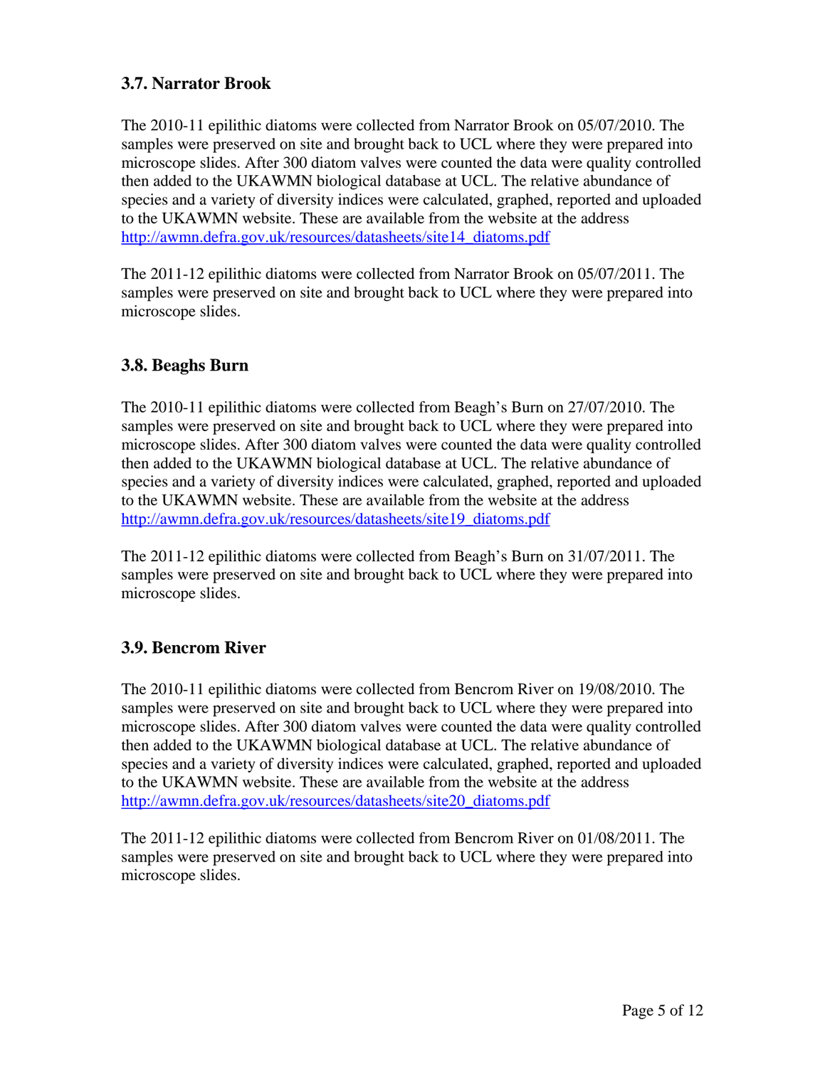### 3.7. Narrator Brook

The 2010-11 epilithic diatoms were collected from Narrator Brook on 05/07/2010. The samples were preserved on site and brought back to UCL where they were prepared into microscope slides. After 300 diatom valves were counted the data were quality controlled then added to the UKAWMN biological database at UCL. The relative abundance of species and a variety of diversity indices were calculated, graphed, reported and uploaded to the UKAWMN website. These are available from the website at the address http://awmn.defra.gov.uk/resources/datasheets/site14_diatoms.pdf

The 2011-12 epilithic diatoms were collected from Narrator Brook on 05/07/2011. The samples were preserved on site and brought back to UCL where they were prepared into microscope slides.

### 3.8. Beaghs Burn

The 2010-11 epilithic diatoms were collected from Beagh's Burn on 27/07/2010. The samples were preserved on site and brought back to UCL where they were prepared into microscope slides. After 300 diatom valves were counted the data were quality controlled then added to the UKAWMN biological database at UCL. The relative abundance of species and a variety of diversity indices were calculated, graphed, reported and uploaded to the UKAWMN website. These are available from the website at the address http://awmn.defra.gov.uk/resources/datasheets/site19_diatoms.pdf

The 2011-12 epilithic diatoms were collected from Beagh's Burn on 31/07/2011. The samples were preserved on site and brought back to UCL where they were prepared into microscope slides.

### 3.9. Bencrom River

The 2010-11 epilithic diatoms were collected from Bencrom River on 19/08/2010. The samples were preserved on site and brought back to UCL where they were prepared into microscope slides. After 300 diatom valves were counted the data were quality controlled then added to the UKAWMN biological database at UCL. The relative abundance of species and a variety of diversity indices were calculated, graphed, reported and uploaded to the UKAWMN website. These are available from the website at the address http://awmn.defra.gov.uk/resources/datasheets/site20_diatoms.pdf

The 2011-12 epilithic diatoms were collected from Bencrom River on 01/08/2011. The samples were preserved on site and brought back to UCL where they were prepared into microscope slides.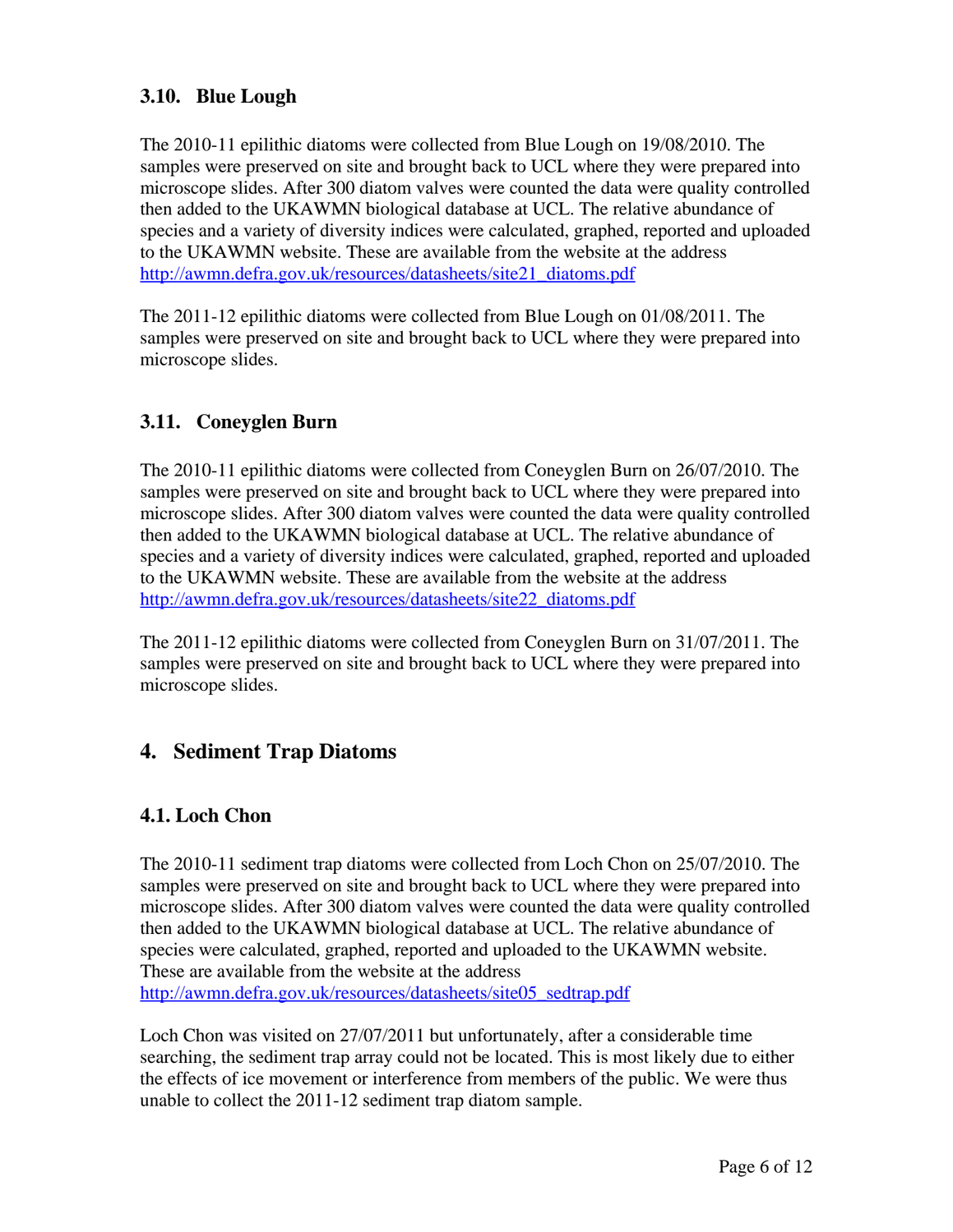### 3.10. Blue Lough

The 2010-11 epilithic diatoms were collected from Blue Lough on 19/08/2010. The samples were preserved on site and brought back to UCL where they were prepared into microscope slides. After 300 diatom valves were counted the data were quality controlled then added to the UKAWMN biological database at UCL. The relative abundance of species and a variety of diversity indices were calculated, graphed, reported and uploaded to the UKAWMN website. These are available from the website at the address http://awmn.defra.gov.uk/resources/datasheets/site21_diatoms.pdf

The 2011-12 epilithic diatoms were collected from Blue Lough on 01/08/2011. The samples were preserved on site and brought back to UCL where they were prepared into microscope slides.

### 3.11. Coneyglen Burn

The 2010-11 epilithic diatoms were collected from Coneyglen Burn on 26/07/2010. The samples were preserved on site and brought back to UCL where they were prepared into microscope slides. After 300 diatom valves were counted the data were quality controlled then added to the UKAWMN biological database at UCL. The relative abundance of species and a variety of diversity indices were calculated, graphed, reported and uploaded to the UKAWMN website. These are available from the website at the address http://awmn.defra.gov.uk/resources/datasheets/site22_diatoms.pdf

The 2011-12 epilithic diatoms were collected from Coneyglen Burn on 31/07/2011. The samples were preserved on site and brought back to UCL where they were prepared into microscope slides.

## 4. Sediment Trap Diatoms

### 4.1. Loch Chon

The 2010-11 sediment trap diatoms were collected from Loch Chon on 25/07/2010. The samples were preserved on site and brought back to UCL where they were prepared into microscope slides. After 300 diatom valves were counted the data were quality controlled then added to the UKAWMN biological database at UCL. The relative abundance of species were calculated, graphed, reported and uploaded to the UKAWMN website. These are available from the website at the address http://awmn.defra.gov.uk/resources/datasheets/site05_sedtrap.pdf

Loch Chon was visited on 27/07/2011 but unfortunately, after a considerable time searching, the sediment trap array could not be located. This is most likely due to either the effects of ice movement or interference from members of the public. We were thus unable to collect the 2011-12 sediment trap diatom sample.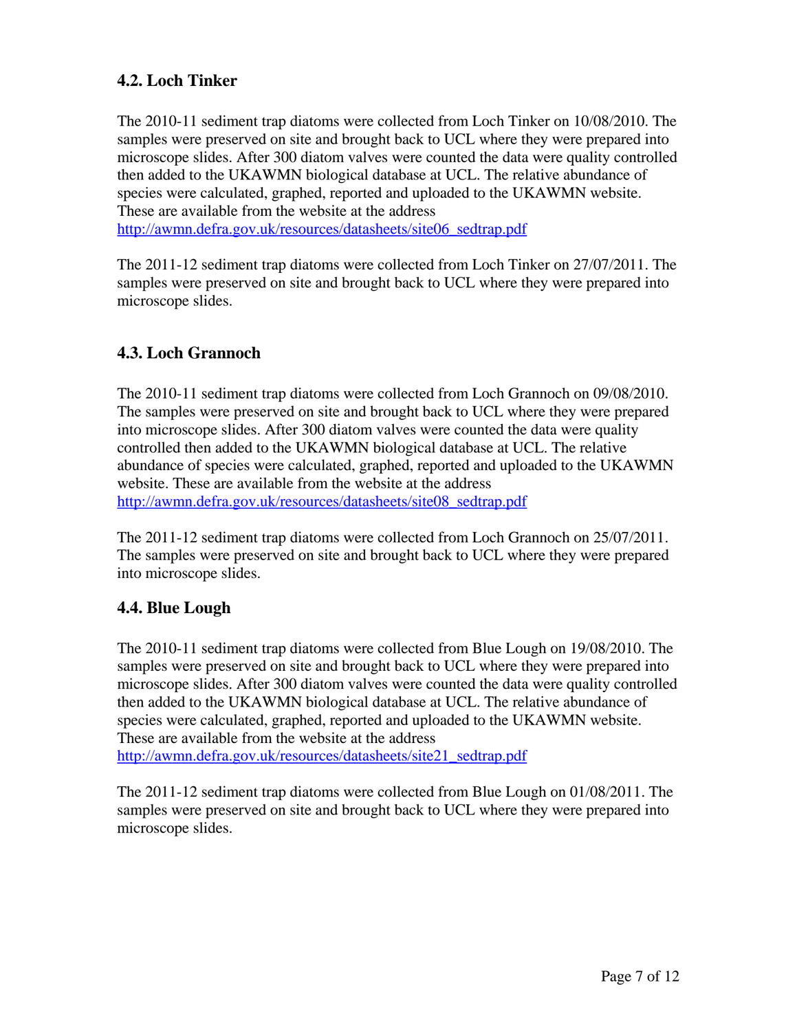## 4.2. Loch Tinker

The 2010-11 sediment trap diatoms were collected from Loch Tinker on 10/08/2010. The samples were preserved on site and brought back to UCL where they were prepared into microscope slides. After 300 diatom valves were counted the data were quality controlled then added to the UKAWMN biological database at UCL. The relative abundance of species were calculated, graphed, reported and uploaded to the UKAWMN website. These are available from the website at the address http://awmn.defra.gov.uk/resources/datasheets/site06_sedtrap.pdf

The 2011-12 sediment trap diatoms were collected from Loch Tinker on 27/07/2011. The samples were preserved on site and brought back to UCL where they were prepared into microscope slides.

## 4.3. Loch Grannoch

The 2010-11 sediment trap diatoms were collected from Loch Grannoch on 09/08/2010. The samples were preserved on site and brought back to UCL where they were prepared into microscope slides. After 300 diatom valves were counted the data were quality controlled then added to the UKAWMN biological database at UCL. The relative abundance of species were calculated, graphed, reported and uploaded to the UKAWMN website. These are available from the website at the address http://awmn.defra.gov.uk/resources/datasheets/site08_sedtrap.pdf

The 2011-12 sediment trap diatoms were collected from Loch Grannoch on 25/07/2011. The samples were preserved on site and brought back to UCL where they were prepared into microscope slides.

## 4.4. Blue Lough

The 2010-11 sediment trap diatoms were collected from Blue Lough on 19/08/2010. The samples were preserved on site and brought back to UCL where they were prepared into microscope slides. After 300 diatom valves were counted the data were quality controlled then added to the UKAWMN biological database at UCL. The relative abundance of species were calculated, graphed, reported and uploaded to the UKAWMN website. These are available from the website at the address http://awmn.defra.gov.uk/resources/datasheets/site21_sedtrap.pdf

The 2011-12 sediment trap diatoms were collected from Blue Lough on 01/08/2011. The samples were preserved on site and brought back to UCL where they were prepared into microscope slides.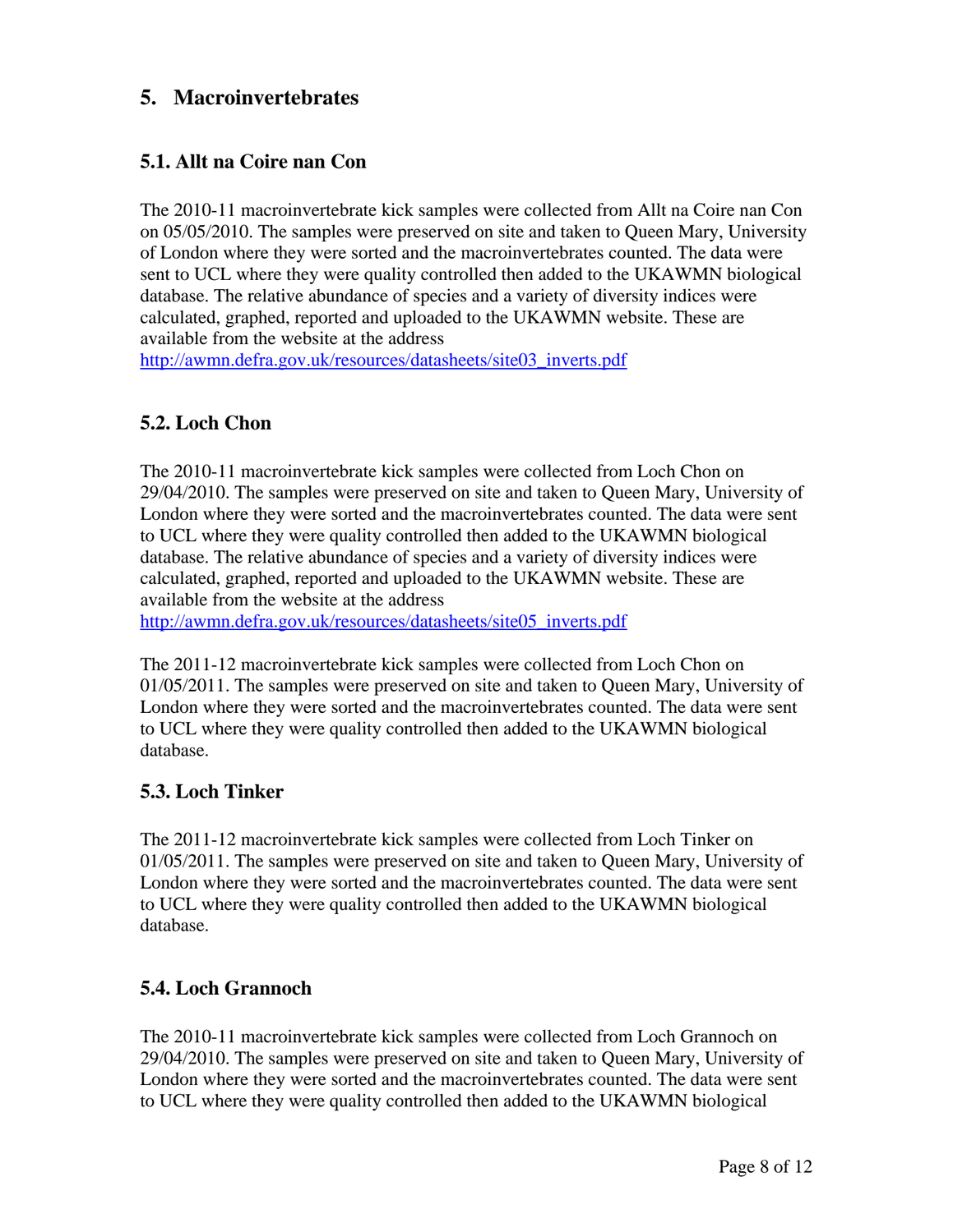# 5. Macroinvertebrates

## 5.1. Allt na Coire nan Con

The 2010-11 macroinvertebrate kick samples were collected from Allt na Coire nan Con on 05/05/2010. The samples were preserved on site and taken to Queen Mary, University of London where they were sorted and the macroinvertebrates counted. The data were sent to UCL where they were quality controlled then added to the UKAWMN biological database. The relative abundance of species and a variety of diversity indices were calculated, graphed, reported and uploaded to the UKAWMN website. These are available from the website at the address
http://awmn.defra.gov.uk/resources/datasheets/site03_inverts.pdf

## 5.2. Loch Chon

The 2010-11 macroinvertebrate kick samples were collected from Loch Chon on 29/04/2010. The samples were preserved on site and taken to Queen Mary, University of London where they were sorted and the macroinvertebrates counted. The data were sent to UCL where they were quality controlled then added to the UKAWMN biological database. The relative abundance of species and a variety of diversity indices were calculated, graphed, reported and uploaded to the UKAWMN website. These are available from the website at the address
http://awmn.defra.gov.uk/resources/datasheets/site05_inverts.pdf

The 2011-12 macroinvertebrate kick samples were collected from Loch Chon on 01/05/2011. The samples were preserved on site and taken to Queen Mary, University of London where they were sorted and the macroinvertebrates counted. The data were sent to UCL where they were quality controlled then added to the UKAWMN biological database.

## 5.3. Loch Tinker

The 2011-12 macroinvertebrate kick samples were collected from Loch Tinker on 01/05/2011. The samples were preserved on site and taken to Queen Mary, University of London where they were sorted and the macroinvertebrates counted. The data were sent to UCL where they were quality controlled then added to the UKAWMN biological database.

## 5.4. Loch Grannoch

The 2010-11 macroinvertebrate kick samples were collected from Loch Grannoch on 29/04/2010. The samples were preserved on site and taken to Queen Mary, University of London where they were sorted and the macroinvertebrates counted. The data were sent to UCL where they were quality controlled then added to the UKAWMN biological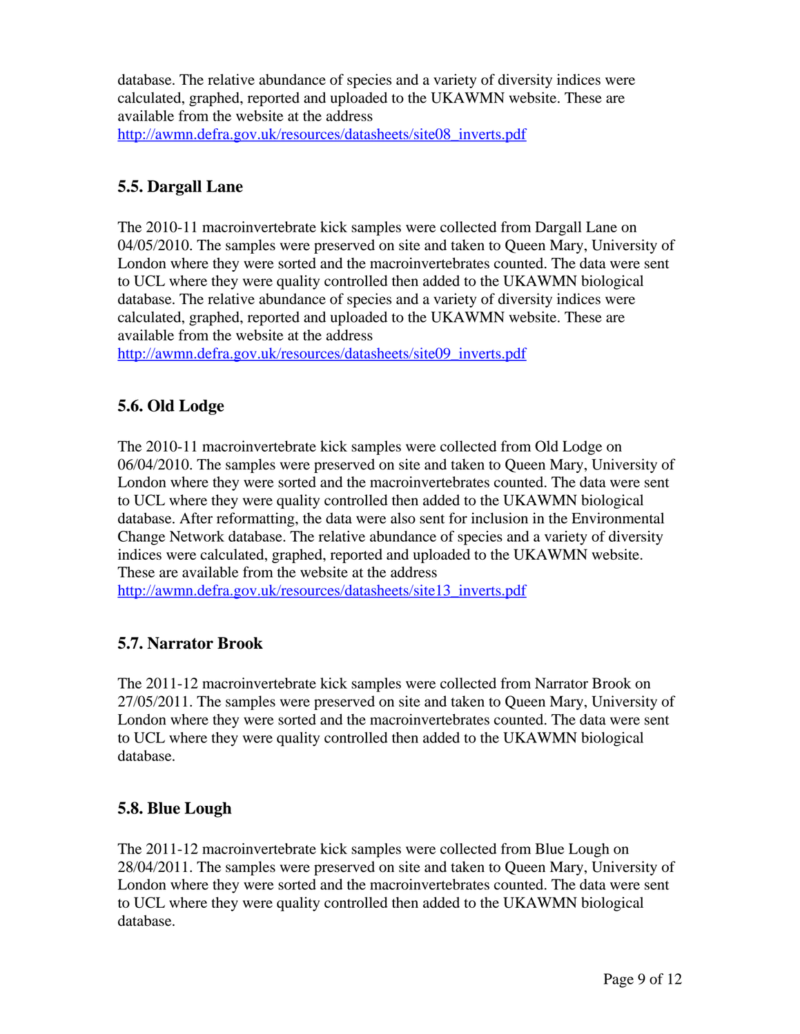database. The relative abundance of species and a variety of diversity indices were calculated, graphed, reported and uploaded to the UKAWMN website. These are available from the website at the address http://awmn.defra.gov.uk/resources/datasheets/site08_inverts.pdf

### 5.5. Dargall Lane

The 2010-11 macroinvertebrate kick samples were collected from Dargall Lane on 04/05/2010. The samples were preserved on site and taken to Queen Mary, University of London where they were sorted and the macroinvertebrates counted. The data were sent to UCL where they were quality controlled then added to the UKAWMN biological database. The relative abundance of species and a variety of diversity indices were calculated, graphed, reported and uploaded to the UKAWMN website. These are available from the website at the address http://awmn.defra.gov.uk/resources/datasheets/site09_inverts.pdf

### 5.6. Old Lodge

The 2010-11 macroinvertebrate kick samples were collected from Old Lodge on 06/04/2010. The samples were preserved on site and taken to Queen Mary, University of London where they were sorted and the macroinvertebrates counted. The data were sent to UCL where they were quality controlled then added to the UKAWMN biological database. After reformatting, the data were also sent for inclusion in the Environmental Change Network database. The relative abundance of species and a variety of diversity indices were calculated, graphed, reported and uploaded to the UKAWMN website. These are available from the website at the address http://awmn.defra.gov.uk/resources/datasheets/site13_inverts.pdf

### 5.7. Narrator Brook

The 2011-12 macroinvertebrate kick samples were collected from Narrator Brook on 27/05/2011. The samples were preserved on site and taken to Queen Mary, University of London where they were sorted and the macroinvertebrates counted. The data were sent to UCL where they were quality controlled then added to the UKAWMN biological database.

### 5.8. Blue Lough

The 2011-12 macroinvertebrate kick samples were collected from Blue Lough on 28/04/2011. The samples were preserved on site and taken to Queen Mary, University of London where they were sorted and the macroinvertebrates counted. The data were sent to UCL where they were quality controlled then added to the UKAWMN biological database.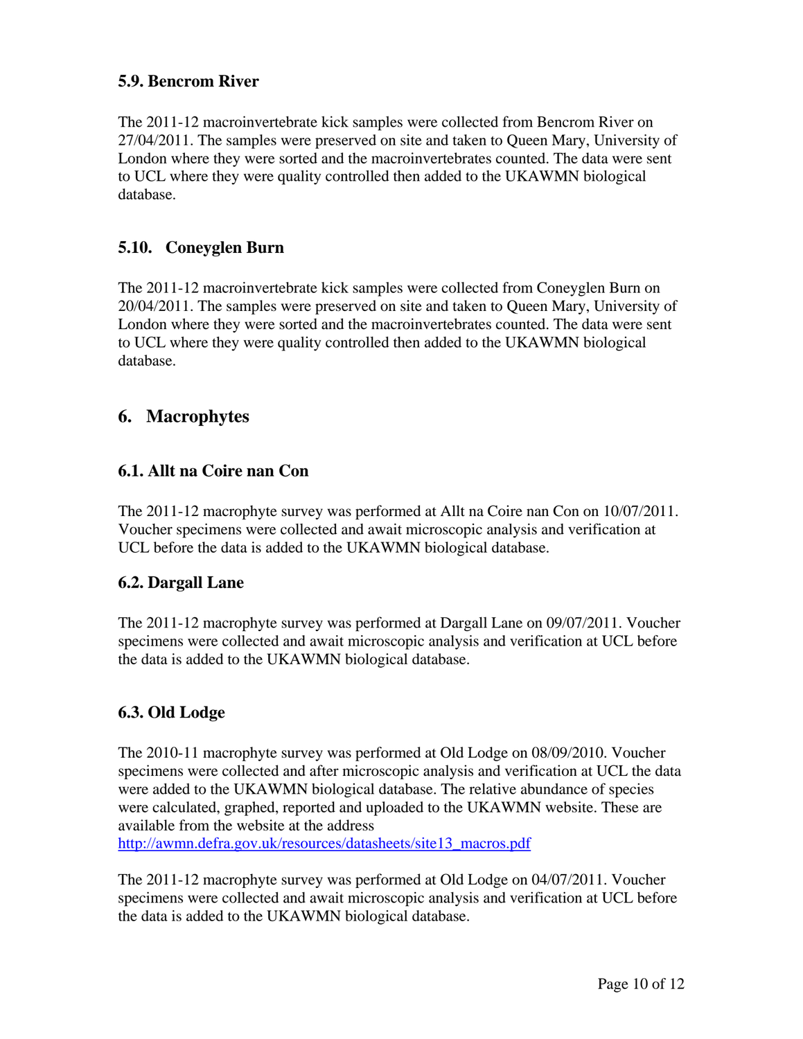### 5.9. Bencrom River

The 2011-12 macroinvertebrate kick samples were collected from Bencrom River on 27/04/2011. The samples were preserved on site and taken to Queen Mary, University of London where they were sorted and the macroinvertebrates counted. The data were sent to UCL where they were quality controlled then added to the UKAWMN biological database.

### 5.10. Coneyglen Burn

The 2011-12 macroinvertebrate kick samples were collected from Coneyglen Burn on 20/04/2011. The samples were preserved on site and taken to Queen Mary, University of London where they were sorted and the macroinvertebrates counted. The data were sent to UCL where they were quality controlled then added to the UKAWMN biological database.

## 6. Macrophytes

### 6.1. Allt na Coire nan Con

The 2011-12 macrophyte survey was performed at Allt na Coire nan Con on 10/07/2011. Voucher specimens were collected and await microscopic analysis and verification at UCL before the data is added to the UKAWMN biological database.

### 6.2. Dargall Lane

The 2011-12 macrophyte survey was performed at Dargall Lane on 09/07/2011. Voucher specimens were collected and await microscopic analysis and verification at UCL before the data is added to the UKAWMN biological database.

### 6.3. Old Lodge

The 2010-11 macrophyte survey was performed at Old Lodge on 08/09/2010. Voucher specimens were collected and after microscopic analysis and verification at UCL the data were added to the UKAWMN biological database. The relative abundance of species were calculated, graphed, reported and uploaded to the UKAWMN website. These are available from the website at the address http://awmn.defra.gov.uk/resources/datasheets/site13_macros.pdf

The 2011-12 macrophyte survey was performed at Old Lodge on 04/07/2011. Voucher specimens were collected and await microscopic analysis and verification at UCL before the data is added to the UKAWMN biological database.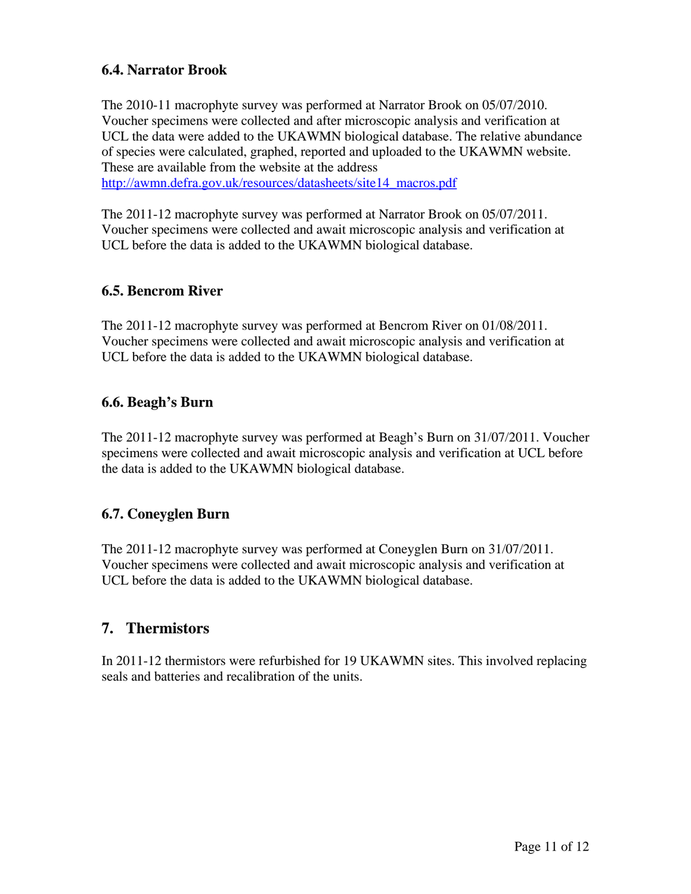### 6.4. Narrator Brook

The 2010-11 macrophyte survey was performed at Narrator Brook on 05/07/2010. Voucher specimens were collected and after microscopic analysis and verification at UCL the data were added to the UKAWMN biological database. The relative abundance of species were calculated, graphed, reported and uploaded to the UKAWMN website. These are available from the website at the address http://awmn.defra.gov.uk/resources/datasheets/site14_macros.pdf

The 2011-12 macrophyte survey was performed at Narrator Brook on 05/07/2011. Voucher specimens were collected and await microscopic analysis and verification at UCL before the data is added to the UKAWMN biological database.

### 6.5. Bencrom River

The 2011-12 macrophyte survey was performed at Bencrom River on 01/08/2011. Voucher specimens were collected and await microscopic analysis and verification at UCL before the data is added to the UKAWMN biological database.

### 6.6. Beagh's Burn

The 2011-12 macrophyte survey was performed at Beagh's Burn on 31/07/2011. Voucher specimens were collected and await microscopic analysis and verification at UCL before the data is added to the UKAWMN biological database.

### 6.7. Coneyglen Burn

The 2011-12 macrophyte survey was performed at Coneyglen Burn on 31/07/2011. Voucher specimens were collected and await microscopic analysis and verification at UCL before the data is added to the UKAWMN biological database.

## 7. Thermistors

In 2011-12 thermistors were refurbished for 19 UKAWMN sites. This involved replacing seals and batteries and recalibration of the units.